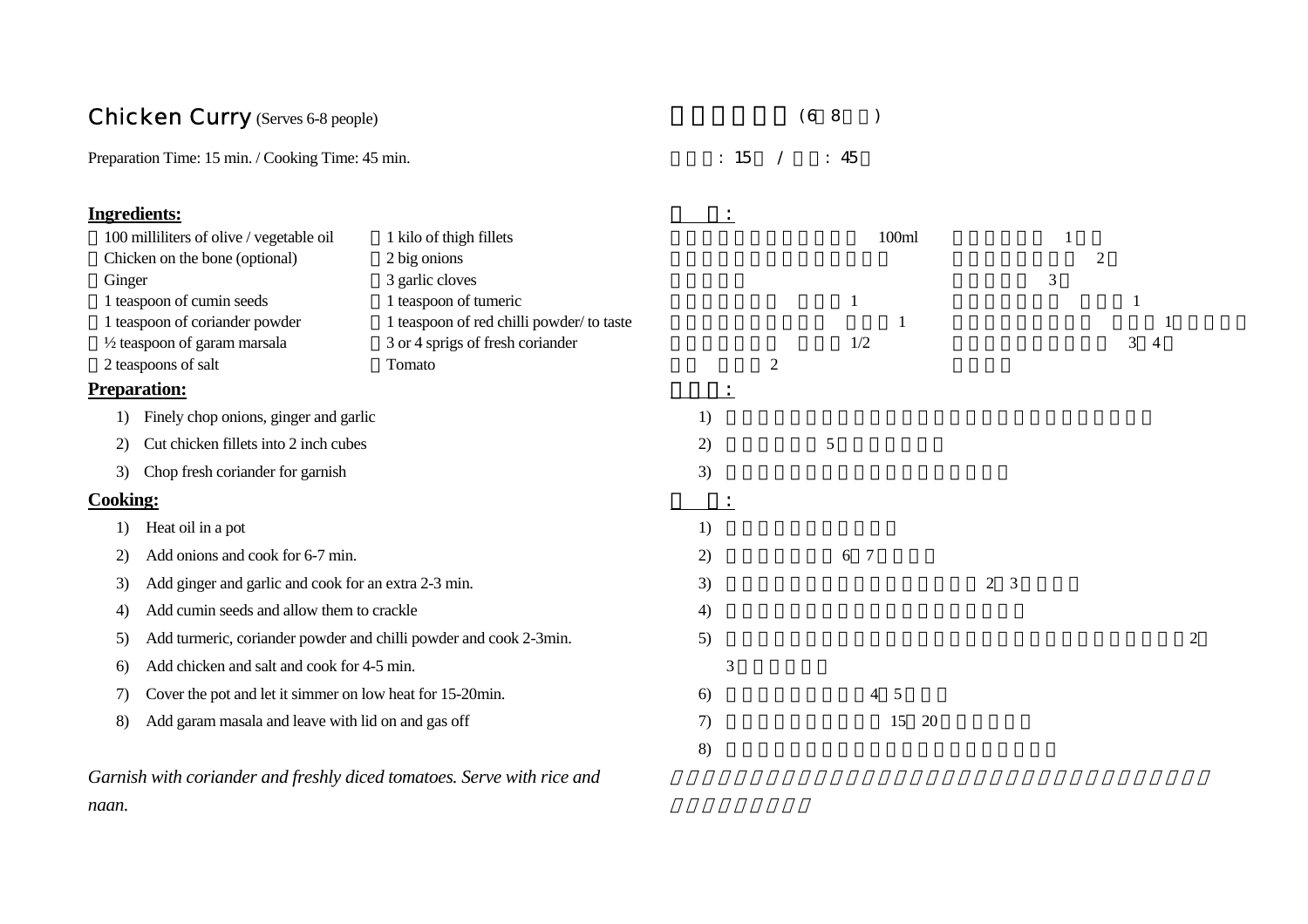# Chicken Curry (Serves 6-8 people)

Preparation Time: 15 min. / Cooking Time: 45 min.

## Ingredients:

- 100 milliliters of olive / vegetable oil
- Chicken on the bone (optional)
- Ginger
- 1 teaspoon of cumin seeds
- 1 teaspoon of coriander powder
- ½ teaspoon of garam marsala
- 2 teaspoons of salt
- 1 kilo of thigh fillets
- 2 big onions
- 3 garlic cloves
- 1 teaspoon of tumeric
- 1 teaspoon of red chilli powder/ to taste
- 3 or 4 sprigs of fresh coriander
- Tomato

## Preparation:

1) Finely chop onions, ginger and garlic
2) Cut chicken fillets into 2 inch cubes
3) Chop fresh coriander for garnish

## Cooking:

1) Heat oil in a pot
2) Add onions and cook for 6-7 min.
3) Add ginger and garlic and cook for an extra 2-3 min.
4) Add cumin seeds and allow them to crackle
5) Add turmeric, coriander powder and chilli powder and cook 2-3min.
6) Add chicken and salt and cook for 4-5 min.
7) Cover the pot and let it simmer on low heat for 15-20min.
8) Add garam masala and leave with lid on and gas off

*Garnish with coriander and freshly diced tomatoes. Serve with rice and naan.*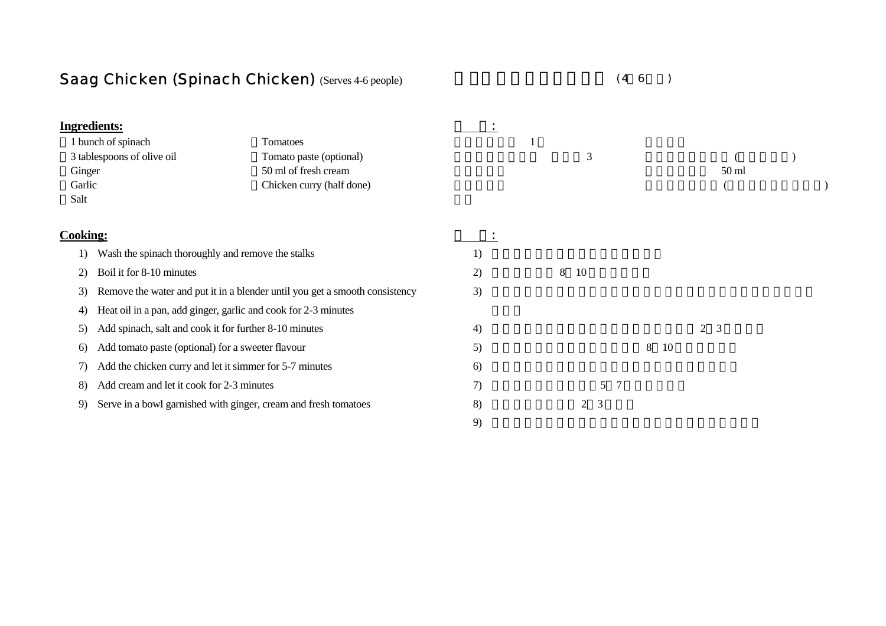## Saag Chicken (Spinach Chicken) (Serves 4-6 people)

**Ingredients:**

- 1 bunch of spinach
- 3 tablespoons of olive oil
- Ginger
- Garlic
- Salt
- Tomatoes
- Tomato paste (optional)
- 50 ml of fresh cream
- Chicken curry (half done)

**Cooking:**

1) Wash the spinach thoroughly and remove the stalks
2) Boil it for 8-10 minutes
3) Remove the water and put it in a blender until you get a smooth consistency
4) Heat oil in a pan, add ginger, garlic and cook for 2-3 minutes
5) Add spinach, salt and cook it for further 8-10 minutes
6) Add tomato paste (optional) for a sweeter flavour
7) Add the chicken curry and let it simmer for 5-7 minutes
8) Add cream and let it cook for 2-3 minutes
9) Serve in a bowl garnished with ginger, cream and fresh tomatoes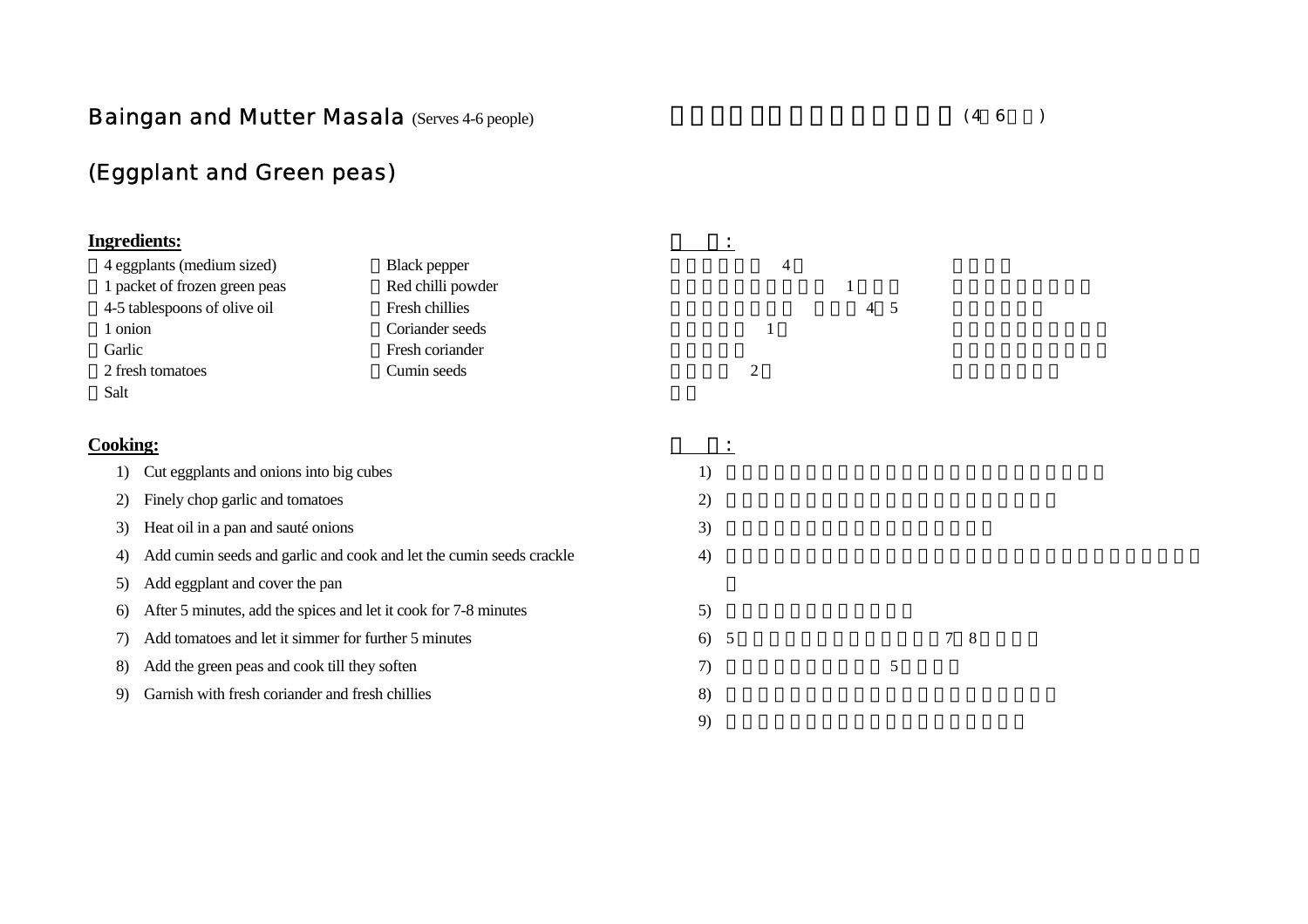# Baingan and Mutter Masala (Serves 4-6 people)

## (Eggplant and Green peas)

**Ingredients:**

- 4 eggplants (medium sized)
- 1 packet of frozen green peas
- 4-5 tablespoons of olive oil
- 1 onion
- Garlic
- 2 fresh tomatoes
- Salt
- Black pepper
- Red chilli powder
- Fresh chillies
- Coriander seeds
- Fresh coriander
- Cumin seeds

**Cooking:**

1) Cut eggplants and onions into big cubes
2) Finely chop garlic and tomatoes
3) Heat oil in a pan and sauté onions
4) Add cumin seeds and garlic and cook and let the cumin seeds crackle
5) Add eggplant and cover the pan
6) After 5 minutes, add the spices and let it cook for 7-8 minutes
7) Add tomatoes and let it simmer for further 5 minutes
8) Add the green peas and cook till they soften
9) Garnish with fresh coriander and fresh chillies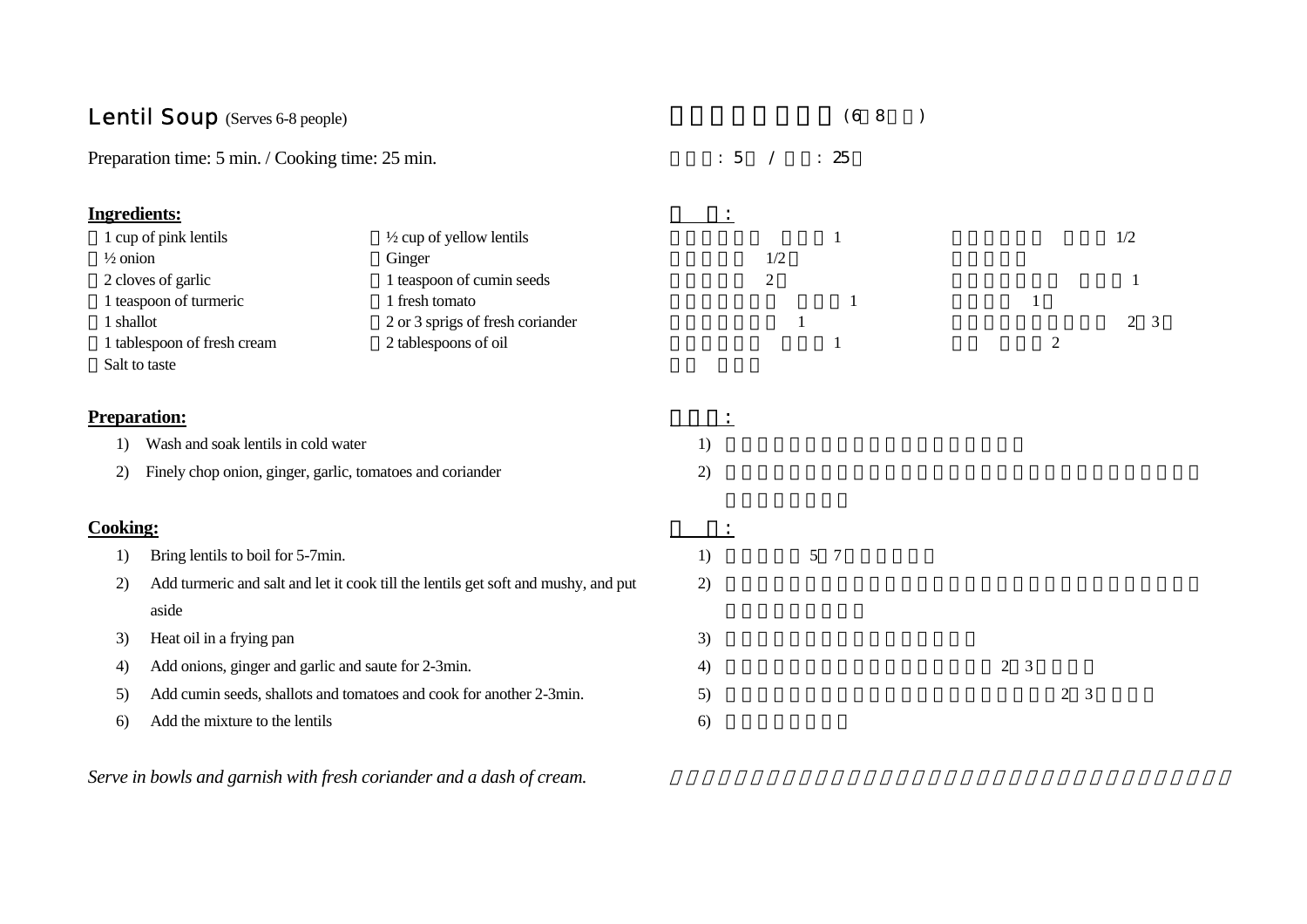# Lentil Soup (Serves 6-8 people)

Preparation time: 5 min. / Cooking time: 25 min.

**Ingredients:**

- 1 cup of pink lentils
- ½ onion
- 2 cloves of garlic
- 1 teaspoon of turmeric
- 1 shallot
- 1 tablespoon of fresh cream
- Salt to taste
- ½ cup of yellow lentils
- Ginger
- 1 teaspoon of cumin seeds
- 1 fresh tomato
- 2 or 3 sprigs of fresh coriander
- 2 tablespoons of oil

**Preparation:**

1) Wash and soak lentils in cold water
2) Finely chop onion, ginger, garlic, tomatoes and coriander

**Cooking:**

1) Bring lentils to boil for 5-7min.
2) Add turmeric and salt and let it cook till the lentils get soft and mushy, and put aside
3) Heat oil in a frying pan
4) Add onions, ginger and garlic and saute for 2-3min.
5) Add cumin seeds, shallots and tomatoes and cook for another 2-3min.
6) Add the mixture to the lentils

*Serve in bowls and garnish with fresh coriander and a dash of cream.*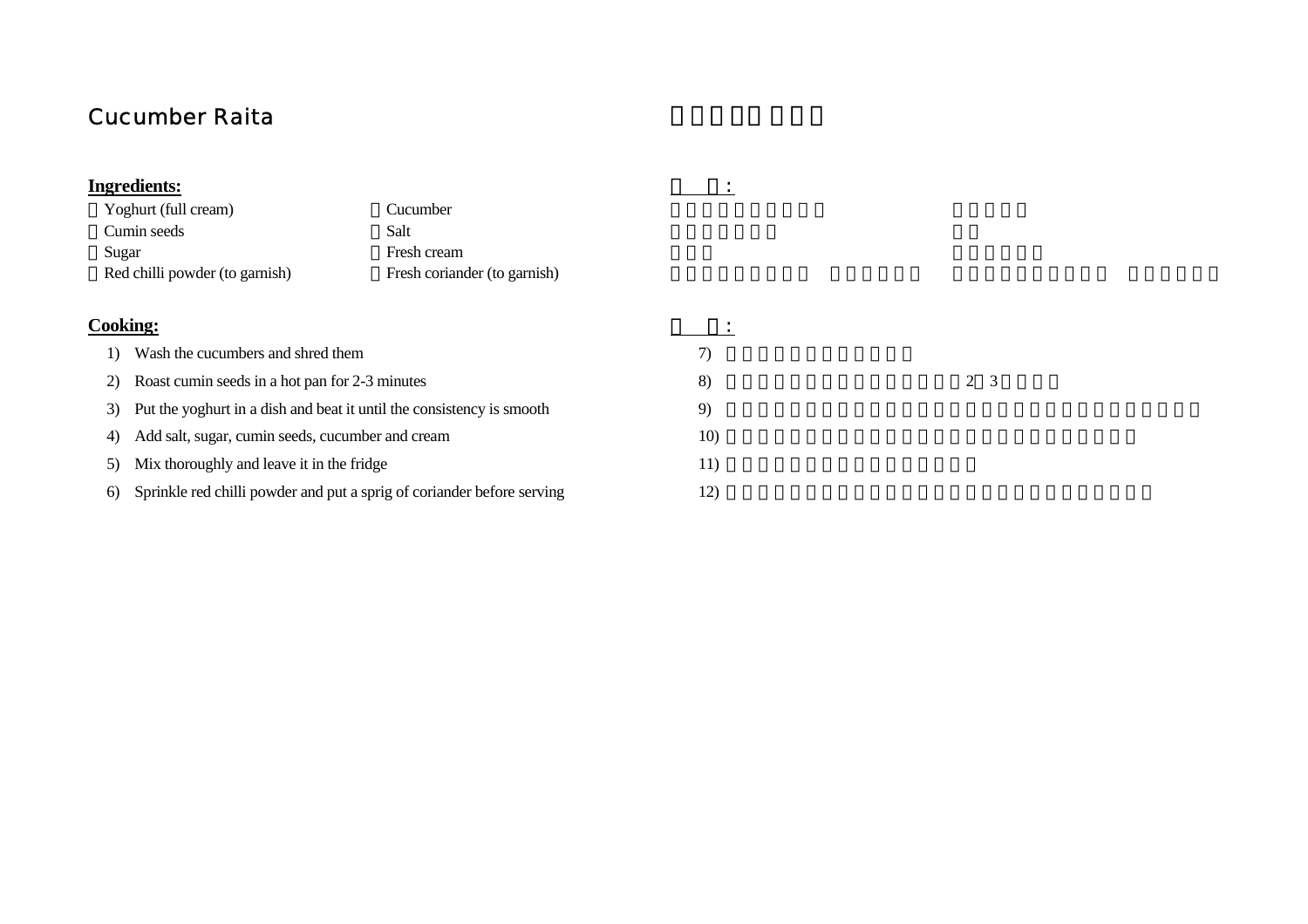# Cucumber Raita

**Ingredients:**

- Yoghurt (full cream)
- Cucumber
- Cumin seeds
- Salt
- Sugar
- Fresh cream
- Red chilli powder (to garnish)
- Fresh coriander (to garnish)

**Cooking:**

1) Wash the cucumbers and shred them
2) Roast cumin seeds in a hot pan for 2-3 minutes
3) Put the yoghurt in a dish and beat it until the consistency is smooth
4) Add salt, sugar, cumin seeds, cucumber and cream
5) Mix thoroughly and leave it in the fridge
6) Sprinkle red chilli powder and put a sprig of coriander before serving